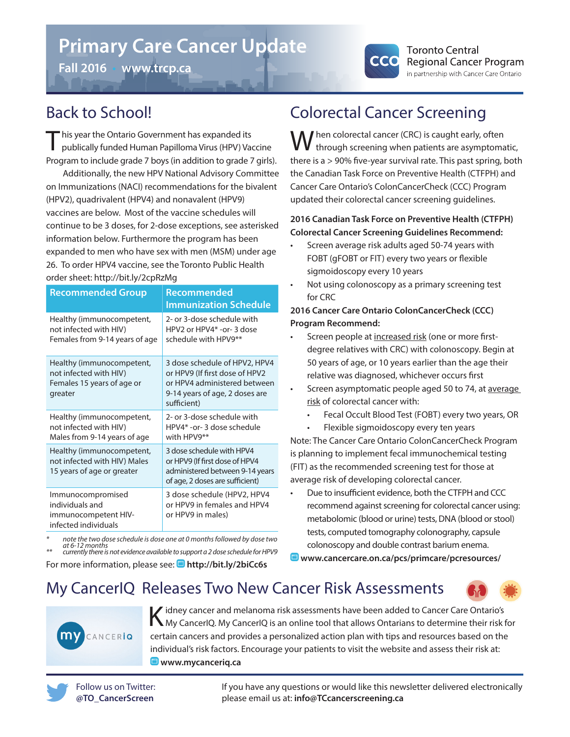# Primary Care Cancer Update

**Fall 2016 • www.trcp.ca**

Toronto Central Regional Cancer Program
in partnership with Cancer Care Ontario

## Back to School!

This year the Ontario Government has expanded its publically funded Human Papilloma Virus (HPV) Vaccine Program to include grade 7 boys (in addition to grade 7 girls).

Additionally, the new HPV National Advisory Committee on Immunizations (NACI) recommendations for the bivalent (HPV2), quadrivalent (HPV4) and nonavalent (HPV9) vaccines are below. Most of the vaccine schedules will continue to be 3 doses, for 2-dose exceptions, see asterisked information below. Furthermore the program has been expanded to men who have sex with men (MSM) under age 26. To order HPV4 vaccine, see the Toronto Public Health order sheet: http://bit.ly/2cpRzMg

| Recommended Group | Recommended Immunization Schedule |
|---|---|
| Healthy (immunocompetent, not infected with HIV) Females from 9-14 years of age | 2- or 3-dose schedule with HPV2 or HPV4* -or- 3 dose schedule with HPV9** |
| Healthy (immunocompetent, not infected with HIV) Females 15 years of age or greater | 3 dose schedule of HPV2, HPV4 or HPV9 (If first dose of HPV2 or HPV4 administered between 9-14 years of age, 2 doses are sufficient) |
| Healthy (immunocompetent, not infected with HIV) Males from 9-14 years of age | 2- or 3-dose schedule with HPV4* -or- 3 dose schedule with HPV9** |
| Healthy (immunocompetent, not infected with HIV) Males 15 years of age or greater | 3 dose schedule with HPV4 or HPV9 (If first dose of HPV4 administered between 9-14 years of age, 2 doses are sufficient) |
| Immunocompromised individuals and immunocompetent HIV-infected individuals | 3 dose schedule (HPV2, HPV4 or HPV9 in females and HPV4 or HPV9 in males) |

\* *note the two dose schedule is dose one at 0 months followed by dose two at 6-12 months*

\*\* *currently there is not evidence available to support a 2 dose schedule for HPV9*

For more information, please see: **http://bit.ly/2biCc6s**

## Colorectal Cancer Screening

When colorectal cancer (CRC) is caught early, often through screening when patients are asymptomatic, there is a > 90% five-year survival rate. This past spring, both the Canadian Task Force on Preventive Health (CTFPH) and Cancer Care Ontario's ColonCancerCheck (CCC) Program updated their colorectal cancer screening guidelines.

**2016 Canadian Task Force on Preventive Health (CTFPH) Colorectal Cancer Screening Guidelines Recommend:**

- Screen average risk adults aged 50-74 years with FOBT (gFOBT or FIT) every two years or flexible sigmoidoscopy every 10 years
- Not using colonoscopy as a primary screening test for CRC

**2016 Cancer Care Ontario ColonCancerCheck (CCC) Program Recommend:**

- Screen people at increased risk (one or more first-degree relatives with CRC) with colonoscopy. Begin at 50 years of age, or 10 years earlier than the age their relative was diagnosed, whichever occurs first
- Screen asymptomatic people aged 50 to 74, at average risk of colorectal cancer with:
  - Fecal Occult Blood Test (FOBT) every two years, OR
  - Flexible sigmoidoscopy every ten years

Note: The Cancer Care Ontario ColonCancerCheck Program is planning to implement fecal immunochemical testing (FIT) as the recommended screening test for those at average risk of developing colorectal cancer.

- Due to insufficient evidence, both the CTFPH and CCC recommend against screening for colorectal cancer using: metabolomic (blood or urine) tests, DNA (blood or stool) tests, computed tomography colonography, capsule colonoscopy and double contrast barium enema.

**www.cancercare.on.ca/pcs/primcare/pcresources/**

## My CancerIQ Releases Two New Cancer Risk Assessments

Kidney cancer and melanoma risk assessments have been added to Cancer Care Ontario's My CancerIQ. My CancerIQ is an online tool that allows Ontarians to determine their risk for certain cancers and provides a personalized action plan with tips and resources based on the individual's risk factors. Encourage your patients to visit the website and assess their risk at: **www.mycanceriq.ca**

Follow us on Twitter: **@TO_CancerScreen**

If you have any questions or would like this newsletter delivered electronically please email us at: **info@TCcancerscreening.ca**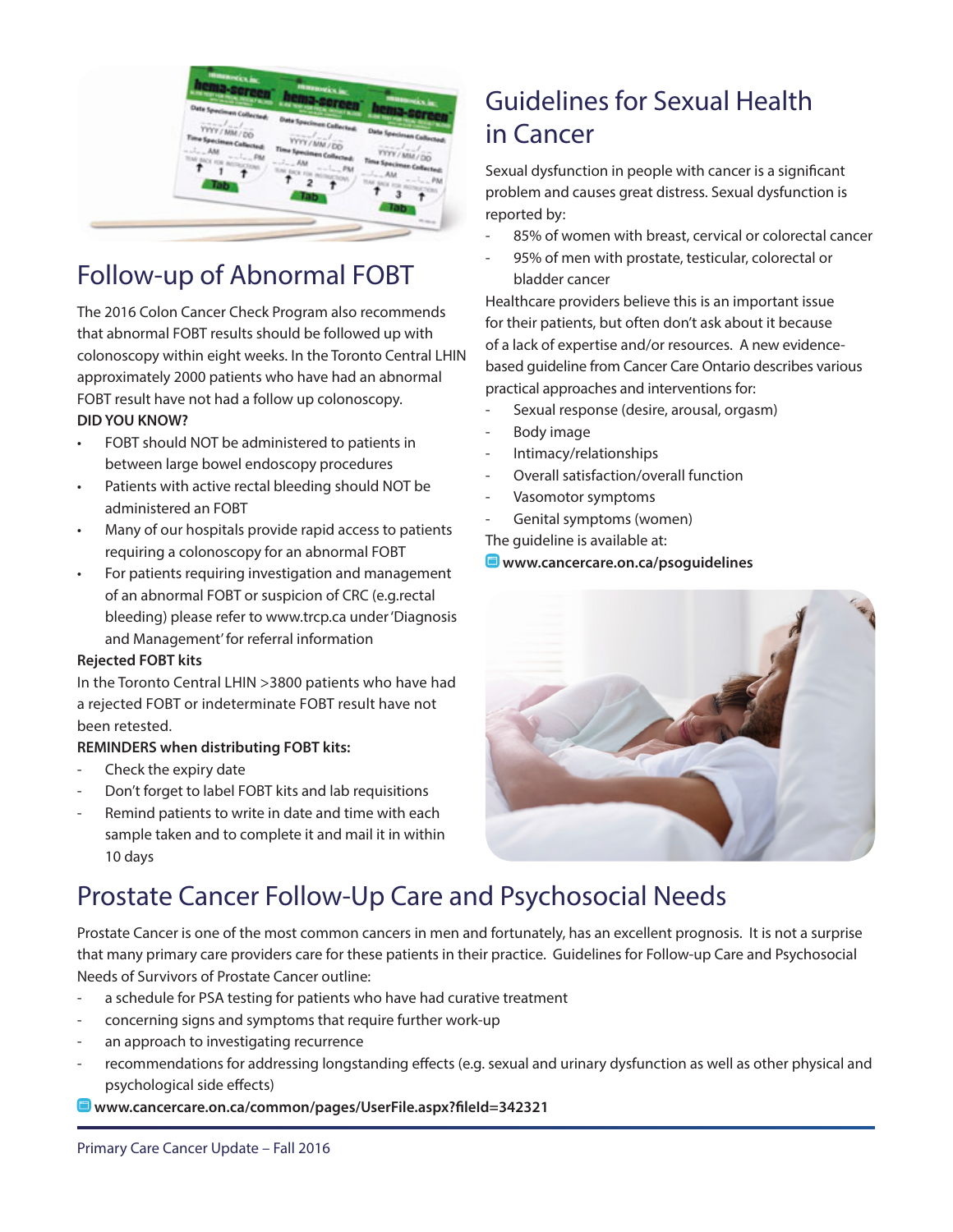## Follow-up of Abnormal FOBT

The 2016 Colon Cancer Check Program also recommends that abnormal FOBT results should be followed up with colonoscopy within eight weeks. In the Toronto Central LHIN approximately 2000 patients who have had an abnormal FOBT result have not had a follow up colonoscopy.

**DID YOU KNOW?**

- FOBT should NOT be administered to patients in between large bowel endoscopy procedures
- Patients with active rectal bleeding should NOT be administered an FOBT
- Many of our hospitals provide rapid access to patients requiring a colonoscopy for an abnormal FOBT
- For patients requiring investigation and management of an abnormal FOBT or suspicion of CRC (e.g.rectal bleeding) please refer to www.trcp.ca under 'Diagnosis and Management' for referral information

**Rejected FOBT kits**

In the Toronto Central LHIN >3800 patients who have had a rejected FOBT or indeterminate FOBT result have not been retested.

**REMINDERS when distributing FOBT kits:**

- Check the expiry date
- Don't forget to label FOBT kits and lab requisitions
- Remind patients to write in date and time with each sample taken and to complete it and mail it in within 10 days

## Guidelines for Sexual Health in Cancer

Sexual dysfunction in people with cancer is a significant problem and causes great distress. Sexual dysfunction is reported by:

- 85% of women with breast, cervical or colorectal cancer
- 95% of men with prostate, testicular, colorectal or bladder cancer

Healthcare providers believe this is an important issue for their patients, but often don't ask about it because of a lack of expertise and/or resources. A new evidence-based guideline from Cancer Care Ontario describes various practical approaches and interventions for:

- Sexual response (desire, arousal, orgasm)
- Body image
- Intimacy/relationships
- Overall satisfaction/overall function
- Vasomotor symptoms
- Genital symptoms (women)

The guideline is available at:

**www.cancercare.on.ca/psoguidelines**

## Prostate Cancer Follow-Up Care and Psychosocial Needs

Prostate Cancer is one of the most common cancers in men and fortunately, has an excellent prognosis. It is not a surprise that many primary care providers care for these patients in their practice. Guidelines for Follow-up Care and Psychosocial Needs of Survivors of Prostate Cancer outline:

- a schedule for PSA testing for patients who have had curative treatment
- concerning signs and symptoms that require further work-up
- an approach to investigating recurrence
- recommendations for addressing longstanding effects (e.g. sexual and urinary dysfunction as well as other physical and psychological side effects)

**www.cancercare.on.ca/common/pages/UserFile.aspx?fileId=342321**